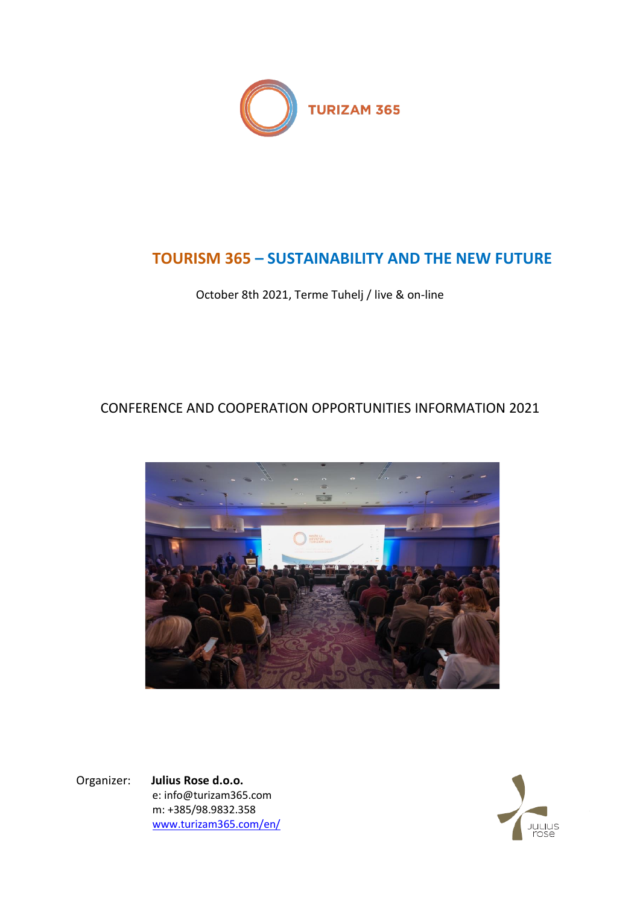TURIZAM 365

# TOURISM 365 – SUSTAINABILITY AND THE NEW FUTURE

October 8th 2021, Terme Tuhelj / live & on-line

## CONFERENCE AND COOPERATION OPPORTUNITIES INFORMATION 2021

Organizer: **Julius Rose d.o.o.**
e: info@turizam365.com
m: +385/98.9832.358
www.turizam365.com/en/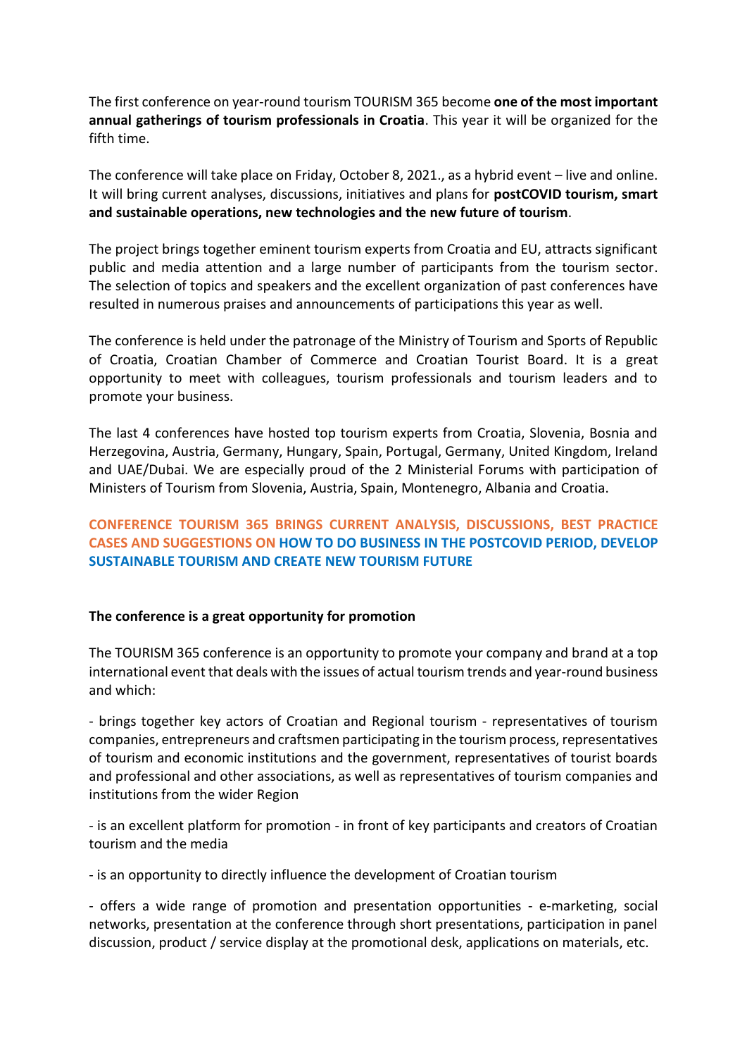The first conference on year-round tourism TOURISM 365 become **one of the most important annual gatherings of tourism professionals in Croatia**. This year it will be organized for the fifth time.

The conference will take place on Friday, October 8, 2021., as a hybrid event – live and online. It will bring current analyses, discussions, initiatives and plans for **postCOVID tourism, smart and sustainable operations, new technologies and the new future of tourism**.

The project brings together eminent tourism experts from Croatia and EU, attracts significant public and media attention and a large number of participants from the tourism sector. The selection of topics and speakers and the excellent organization of past conferences have resulted in numerous praises and announcements of participations this year as well.

The conference is held under the patronage of the Ministry of Tourism and Sports of Republic of Croatia, Croatian Chamber of Commerce and Croatian Tourist Board. It is a great opportunity to meet with colleagues, tourism professionals and tourism leaders and to promote your business.

The last 4 conferences have hosted top tourism experts from Croatia, Slovenia, Bosnia and Herzegovina, Austria, Germany, Hungary, Spain, Portugal, Germany, United Kingdom, Ireland and UAE/Dubai. We are especially proud of the 2 Ministerial Forums with participation of Ministers of Tourism from Slovenia, Austria, Spain, Montenegro, Albania and Croatia.

**CONFERENCE TOURISM 365 BRINGS CURRENT ANALYSIS, DISCUSSIONS, BEST PRACTICE CASES AND SUGGESTIONS ON HOW TO DO BUSINESS IN THE POSTCOVID PERIOD, DEVELOP SUSTAINABLE TOURISM AND CREATE NEW TOURISM FUTURE**

**The conference is a great opportunity for promotion**

The TOURISM 365 conference is an opportunity to promote your company and brand at a top international event that deals with the issues of actual tourism trends and year-round business and which:

- brings together key actors of Croatian and Regional tourism - representatives of tourism companies, entrepreneurs and craftsmen participating in the tourism process, representatives of tourism and economic institutions and the government, representatives of tourist boards and professional and other associations, as well as representatives of tourism companies and institutions from the wider Region

- is an excellent platform for promotion - in front of key participants and creators of Croatian tourism and the media

- is an opportunity to directly influence the development of Croatian tourism

- offers a wide range of promotion and presentation opportunities - e-marketing, social networks, presentation at the conference through short presentations, participation in panel discussion, product / service display at the promotional desk, applications on materials, etc.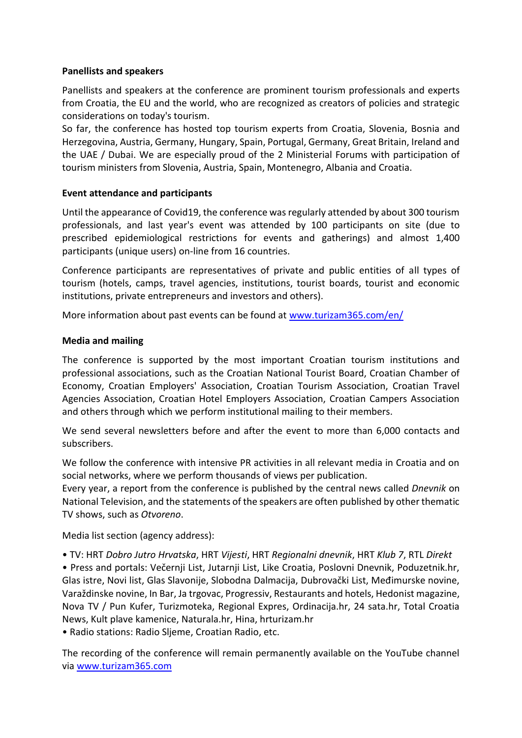**Panellists and speakers**

Panellists and speakers at the conference are prominent tourism professionals and experts from Croatia, the EU and the world, who are recognized as creators of policies and strategic considerations on today's tourism.
So far, the conference has hosted top tourism experts from Croatia, Slovenia, Bosnia and Herzegovina, Austria, Germany, Hungary, Spain, Portugal, Germany, Great Britain, Ireland and the UAE / Dubai. We are especially proud of the 2 Ministerial Forums with participation of tourism ministers from Slovenia, Austria, Spain, Montenegro, Albania and Croatia.

**Event attendance and participants**

Until the appearance of Covid19, the conference was regularly attended by about 300 tourism professionals, and last year's event was attended by 100 participants on site (due to prescribed epidemiological restrictions for events and gatherings) and almost 1,400 participants (unique users) on-line from 16 countries.

Conference participants are representatives of private and public entities of all types of tourism (hotels, camps, travel agencies, institutions, tourist boards, tourist and economic institutions, private entrepreneurs and investors and others).

More information about past events can be found at [www.turizam365.com/en/](http://www.turizam365.com/en/)

**Media and mailing**

The conference is supported by the most important Croatian tourism institutions and professional associations, such as the Croatian National Tourist Board, Croatian Chamber of Economy, Croatian Employers' Association, Croatian Tourism Association, Croatian Travel Agencies Association, Croatian Hotel Employers Association, Croatian Campers Association and others through which we perform institutional mailing to their members.

We send several newsletters before and after the event to more than 6,000 contacts and subscribers.

We follow the conference with intensive PR activities in all relevant media in Croatia and on social networks, where we perform thousands of views per publication.
Every year, a report from the conference is published by the central news called *Dnevnik* on National Television, and the statements of the speakers are often published by other thematic TV shows, such as *Otvoreno*.

Media list section (agency address):

- TV: HRT *Dobro Jutro Hrvatska*, HRT *Vijesti*, HRT *Regionalni dnevnik*, HRT *Klub 7*, RTL *Direkt*
- Press and portals: Večernji List, Jutarnji List, Like Croatia, Poslovni Dnevnik, Poduzetnik.hr, Glas istre, Novi list, Glas Slavonije, Slobodna Dalmacija, Dubrovački List, Međimurske novine, Varaždinske novine, In Bar, Ja trgovac, Progressiv, Restaurants and hotels, Hedonist magazine, Nova TV / Pun Kufer, Turizmoteka, Regional Expres, Ordinacija.hr, 24 sata.hr, Total Croatia News, Kult plave kamenice, Naturala.hr, Hina, hrturizam.hr
- Radio stations: Radio Sljeme, Croatian Radio, etc.

The recording of the conference will remain permanently available on the YouTube channel via [www.turizam365.com](http://www.turizam365.com)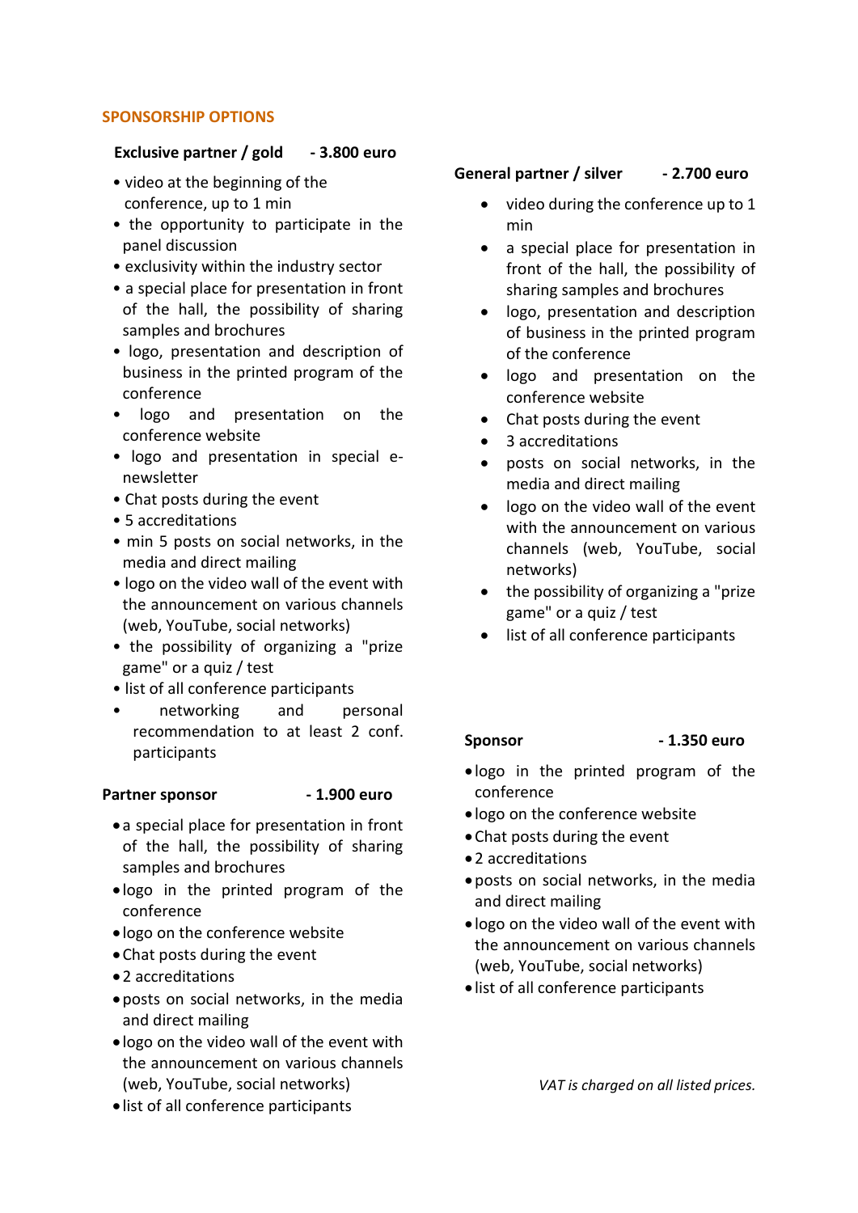## SPONSORSHIP OPTIONS

**Exclusive partner / gold - 3.800 euro**

- video at the beginning of the conference, up to 1 min
- the opportunity to participate in the panel discussion
- exclusivity within the industry sector
- a special place for presentation in front of the hall, the possibility of sharing samples and brochures
- logo, presentation and description of business in the printed program of the conference
- logo and presentation on the conference website
- logo and presentation in special e-newsletter
- Chat posts during the event
- 5 accreditations
- min 5 posts on social networks, in the media and direct mailing
- logo on the video wall of the event with the announcement on various channels (web, YouTube, social networks)
- the possibility of organizing a "prize game" or a quiz / test
- list of all conference participants
- networking and personal recommendation to at least 2 conf. participants

**Partner sponsor - 1.900 euro**

- a special place for presentation in front of the hall, the possibility of sharing samples and brochures
- logo in the printed program of the conference
- logo on the conference website
- Chat posts during the event
- 2 accreditations
- posts on social networks, in the media and direct mailing
- logo on the video wall of the event with the announcement on various channels (web, YouTube, social networks)
- list of all conference participants

**General partner / silver - 2.700 euro**

- video during the conference up to 1 min
- a special place for presentation in front of the hall, the possibility of sharing samples and brochures
- logo, presentation and description of business in the printed program of the conference
- logo and presentation on the conference website
- Chat posts during the event
- 3 accreditations
- posts on social networks, in the media and direct mailing
- logo on the video wall of the event with the announcement on various channels (web, YouTube, social networks)
- the possibility of organizing a "prize game" or a quiz / test
- list of all conference participants

**Sponsor - 1.350 euro**

- logo in the printed program of the conference
- logo on the conference website
- Chat posts during the event
- 2 accreditations
- posts on social networks, in the media and direct mailing
- logo on the video wall of the event with the announcement on various channels (web, YouTube, social networks)
- list of all conference participants

*VAT is charged on all listed prices.*